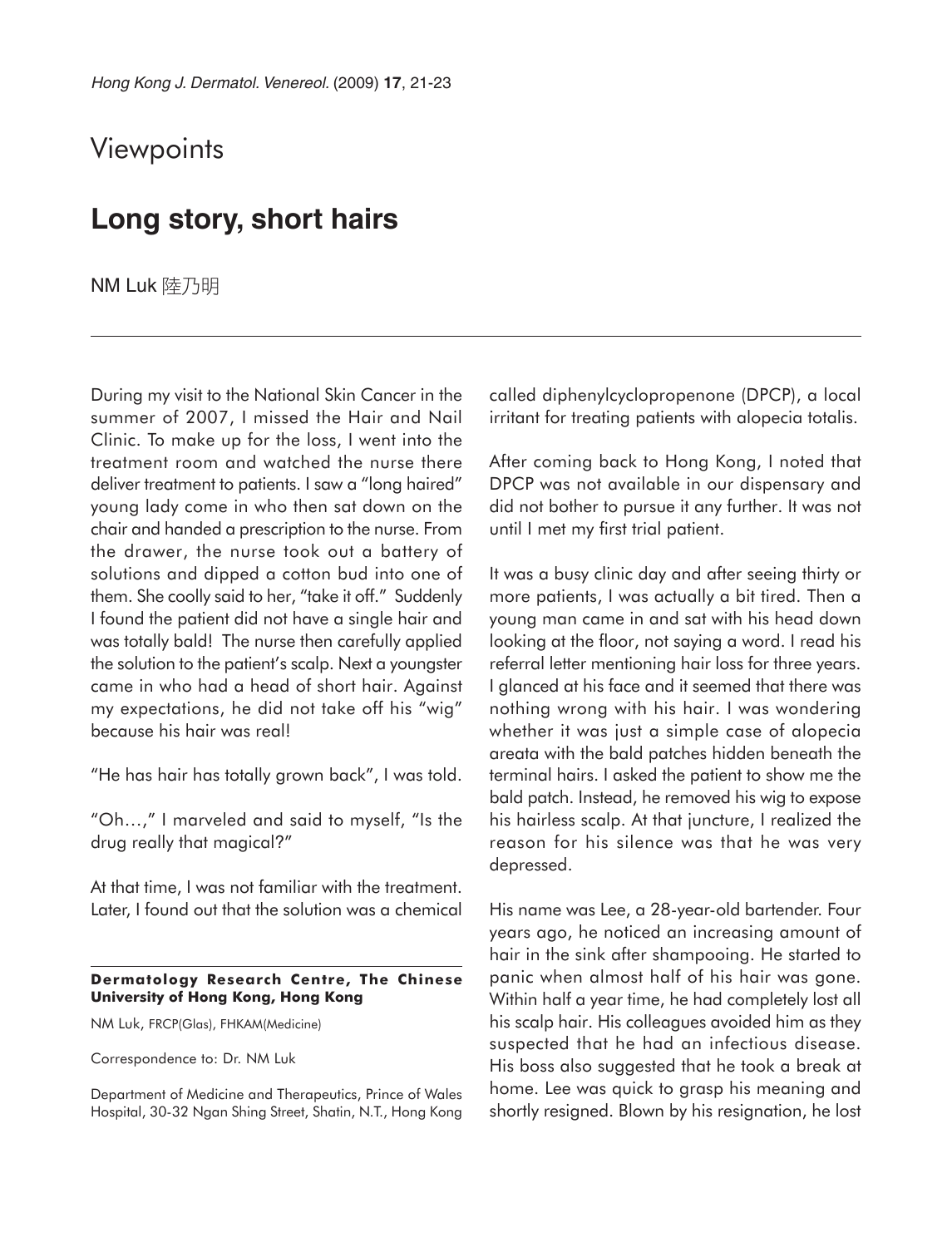# Viewpoints

## Long story, short hairs

NM Luk 陸乃明

During my visit to the National Skin Cancer in the summer of 2007, I missed the Hair and Nail Clinic. To make up for the loss, I went into the treatment room and watched the nurse there deliver treatment to patients. I saw a "long haired" young lady come in who then sat down on the chair and handed a prescription to the nurse. From the drawer, the nurse took out a battery of solutions and dipped a cotton bud into one of them. She coolly said to her, "take it off." Suddenly I found the patient did not have a single hair and was totally bald! The nurse then carefully applied the solution to the patient's scalp. Next a youngster came in who had a head of short hair. Against my expectations, he did not take off his "wig" because his hair was real!

"He has hair has totally grown back", I was told.

"Oh…," I marveled and said to myself, "Is the drug really that magical?"

At that time, I was not familiar with the treatment. Later, I found out that the solution was a chemical called diphenylcyclopropenone (DPCP), a local irritant for treating patients with alopecia totalis.

After coming back to Hong Kong, I noted that DPCP was not available in our dispensary and did not bother to pursue it any further. It was not until I met my first trial patient.

It was a busy clinic day and after seeing thirty or more patients, I was actually a bit tired. Then a young man came in and sat with his head down looking at the floor, not saying a word. I read his referral letter mentioning hair loss for three years. I glanced at his face and it seemed that there was nothing wrong with his hair. I was wondering whether it was just a simple case of alopecia areata with the bald patches hidden beneath the terminal hairs. I asked the patient to show me the bald patch. Instead, he removed his wig to expose his hairless scalp. At that juncture, I realized the reason for his silence was that he was very depressed.

His name was Lee, a 28-year-old bartender. Four years ago, he noticed an increasing amount of hair in the sink after shampooing. He started to panic when almost half of his hair was gone. Within half a year time, he had completely lost all his scalp hair. His colleagues avoided him as they suspected that he had an infectious disease. His boss also suggested that he took a break at home. Lee was quick to grasp his meaning and shortly resigned. Blown by his resignation, he lost

**Dermatology Research Centre, The Chinese University of Hong Kong, Hong Kong**

NM Luk, FRCP(Glas), FHKAM(Medicine)

Correspondence to: Dr. NM Luk

Department of Medicine and Therapeutics, Prince of Wales Hospital, 30-32 Ngan Shing Street, Shatin, N.T., Hong Kong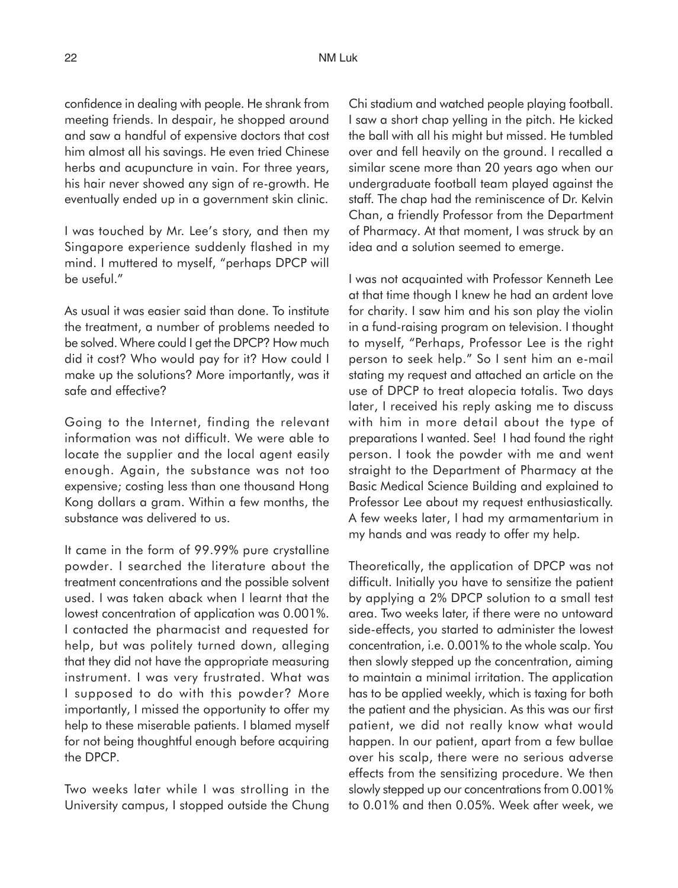confidence in dealing with people. He shrank from meeting friends. In despair, he shopped around and saw a handful of expensive doctors that cost him almost all his savings. He even tried Chinese herbs and acupuncture in vain. For three years, his hair never showed any sign of re-growth. He eventually ended up in a government skin clinic.

I was touched by Mr. Lee's story, and then my Singapore experience suddenly flashed in my mind. I muttered to myself, "perhaps DPCP will be useful."

As usual it was easier said than done. To institute the treatment, a number of problems needed to be solved. Where could I get the DPCP? How much did it cost? Who would pay for it? How could I make up the solutions? More importantly, was it safe and effective?

Going to the Internet, finding the relevant information was not difficult. We were able to locate the supplier and the local agent easily enough. Again, the substance was not too expensive; costing less than one thousand Hong Kong dollars a gram. Within a few months, the substance was delivered to us.

It came in the form of 99.99% pure crystalline powder. I searched the literature about the treatment concentrations and the possible solvent used. I was taken aback when I learnt that the lowest concentration of application was 0.001%. I contacted the pharmacist and requested for help, but was politely turned down, alleging that they did not have the appropriate measuring instrument. I was very frustrated. What was I supposed to do with this powder? More importantly, I missed the opportunity to offer my help to these miserable patients. I blamed myself for not being thoughtful enough before acquiring the DPCP.

Two weeks later while I was strolling in the University campus, I stopped outside the Chung Chi stadium and watched people playing football. I saw a short chap yelling in the pitch. He kicked the ball with all his might but missed. He tumbled over and fell heavily on the ground. I recalled a similar scene more than 20 years ago when our undergraduate football team played against the staff. The chap had the reminiscence of Dr. Kelvin Chan, a friendly Professor from the Department of Pharmacy. At that moment, I was struck by an idea and a solution seemed to emerge.

I was not acquainted with Professor Kenneth Lee at that time though I knew he had an ardent love for charity. I saw him and his son play the violin in a fund-raising program on television. I thought to myself, "Perhaps, Professor Lee is the right person to seek help." So I sent him an e-mail stating my request and attached an article on the use of DPCP to treat alopecia totalis. Two days later, I received his reply asking me to discuss with him in more detail about the type of preparations I wanted. See! I had found the right person. I took the powder with me and went straight to the Department of Pharmacy at the Basic Medical Science Building and explained to Professor Lee about my request enthusiastically. A few weeks later, I had my armamentarium in my hands and was ready to offer my help.

Theoretically, the application of DPCP was not difficult. Initially you have to sensitize the patient by applying a 2% DPCP solution to a small test area. Two weeks later, if there were no untoward side-effects, you started to administer the lowest concentration, i.e. 0.001% to the whole scalp. You then slowly stepped up the concentration, aiming to maintain a minimal irritation. The application has to be applied weekly, which is taxing for both the patient and the physician. As this was our first patient, we did not really know what would happen. In our patient, apart from a few bullae over his scalp, there were no serious adverse effects from the sensitizing procedure. We then slowly stepped up our concentrations from 0.001% to 0.01% and then 0.05%. Week after week, we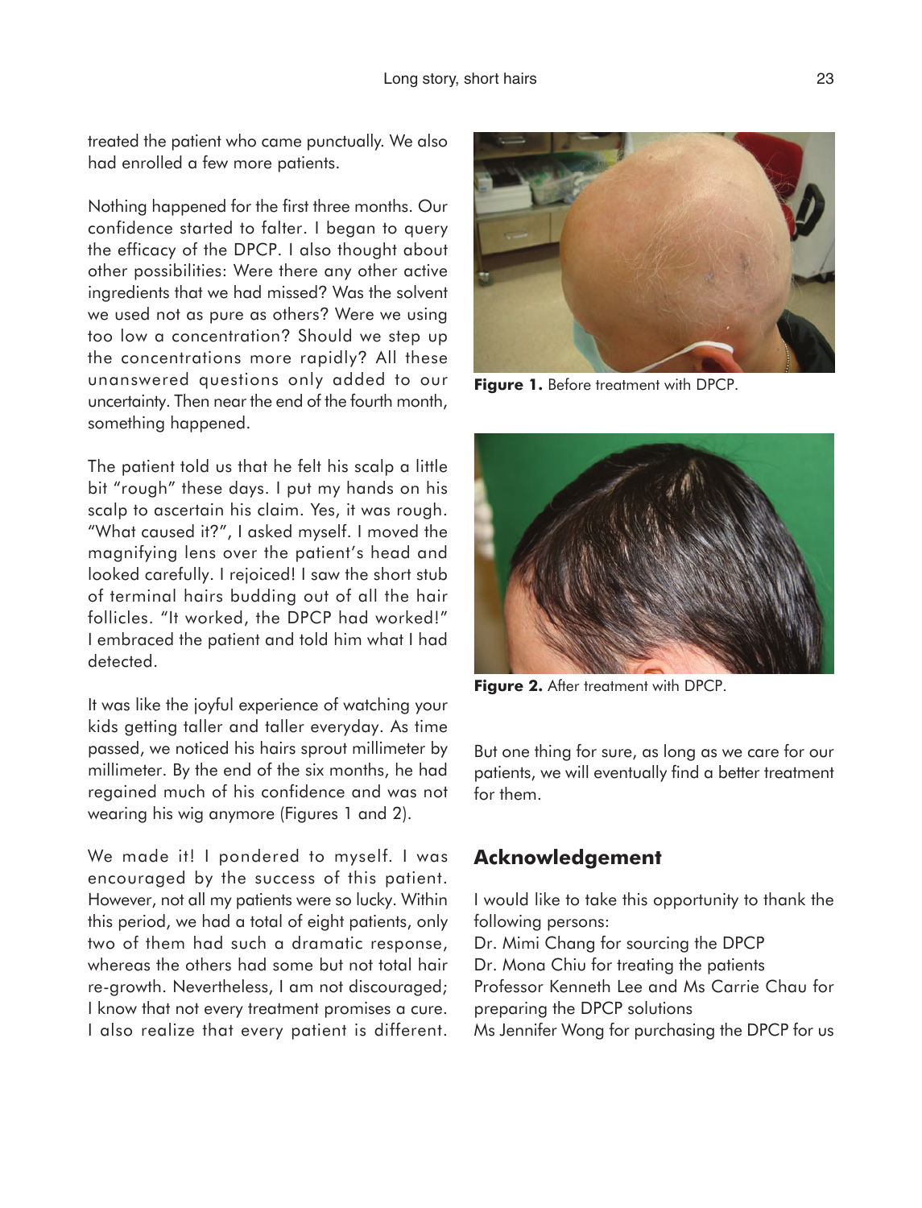treated the patient who came punctually. We also had enrolled a few more patients.

Nothing happened for the first three months. Our confidence started to falter. I began to query the efficacy of the DPCP. I also thought about other possibilities: Were there any other active ingredients that we had missed? Was the solvent we used not as pure as others? Were we using too low a concentration? Should we step up the concentrations more rapidly? All these unanswered questions only added to our uncertainty. Then near the end of the fourth month, something happened.

The patient told us that he felt his scalp a little bit "rough" these days. I put my hands on his scalp to ascertain his claim. Yes, it was rough. "What caused it?", I asked myself. I moved the magnifying lens over the patient's head and looked carefully. I rejoiced! I saw the short stub of terminal hairs budding out of all the hair follicles. "It worked, the DPCP had worked!" I embraced the patient and told him what I had detected.

It was like the joyful experience of watching your kids getting taller and taller everyday. As time passed, we noticed his hairs sprout millimeter by millimeter. By the end of the six months, he had regained much of his confidence and was not wearing his wig anymore (Figures 1 and 2).

We made it! I pondered to myself. I was encouraged by the success of this patient. However, not all my patients were so lucky. Within this period, we had a total of eight patients, only two of them had such a dramatic response, whereas the others had some but not total hair re-growth. Nevertheless, I am not discouraged; I know that not every treatment promises a cure. I also realize that every patient is different. But one thing for sure, as long as we care for our patients, we will eventually find a better treatment for them.

**Figure 1.** Before treatment with DPCP.

**Figure 2.** After treatment with DPCP.

## Acknowledgement

I would like to take this opportunity to thank the following persons:

Dr. Mimi Chang for sourcing the DPCP
Dr. Mona Chiu for treating the patients
Professor Kenneth Lee and Ms Carrie Chau for preparing the DPCP solutions
Ms Jennifer Wong for purchasing the DPCP for us